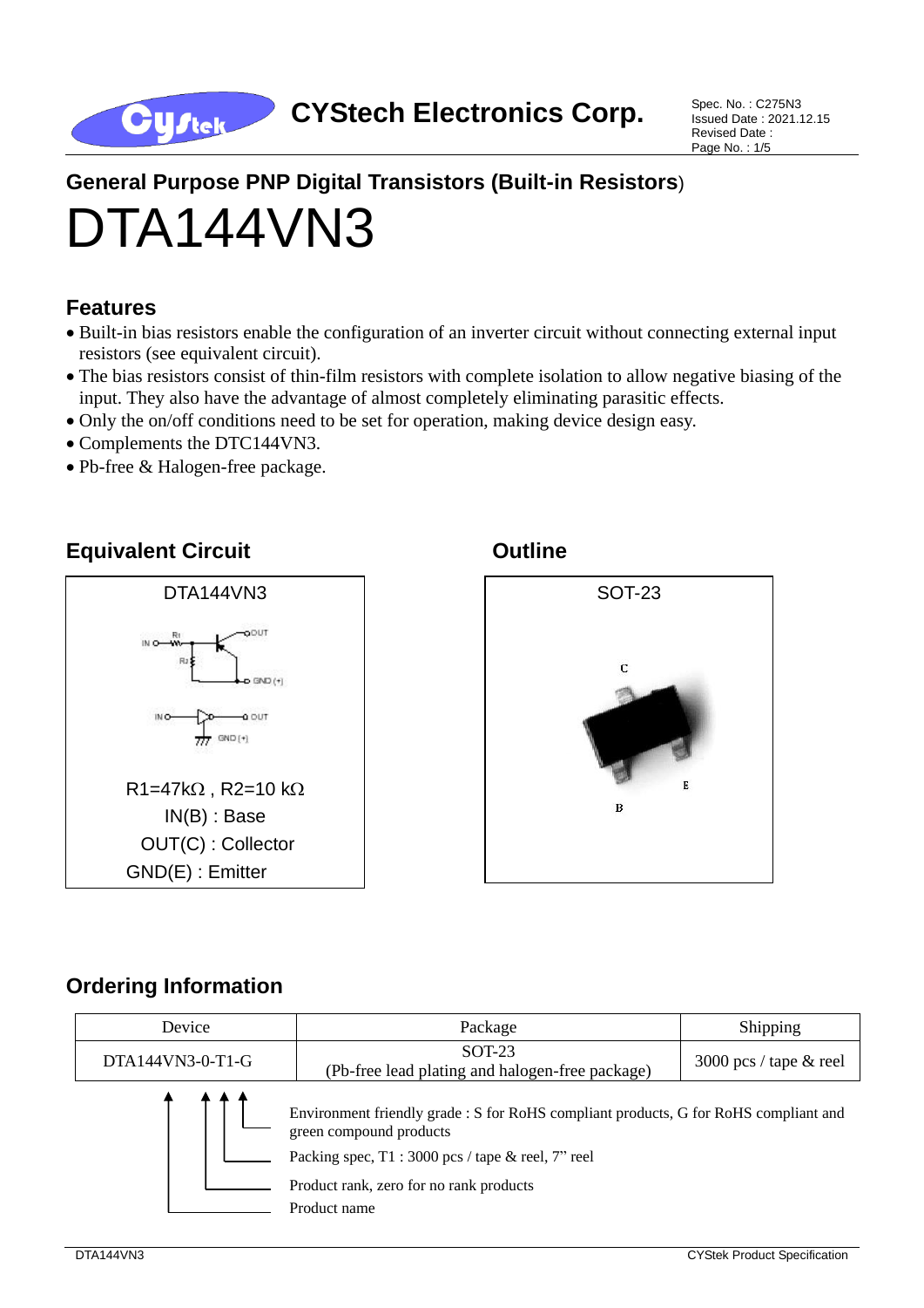CYStech Electronics Corp.

Spec. No. : C275N3
Issued Date : 2021.12.15
Revised Date :

## General Purpose PNP Digital Transistors (Built-in Resistors)

# DTA144VN3

## Features

- Built-in bias resistors enable the configuration of an inverter circuit without connecting external input resistors (see equivalent circuit).
- The bias resistors consist of thin-film resistors with complete isolation to allow negative biasing of the input. They also have the advantage of almost completely eliminating parasitic effects.
- Only the on/off conditions need to be set for operation, making device design easy.
- Complements the DTC144VN3.
- Pb-free & Halogen-free package.

## Equivalent Circuit

DTA144VN3

R1=47kΩ , R2=10 kΩ
IN(B) : Base
OUT(C) : Collector
GND(E) : Emitter

## Outline

SOT-23

C
B
E

## Ordering Information

| Device | Package | Shipping |
|---|---|---|
| DTA144VN3-0-T1-G | SOT-23 (Pb-free lead plating and halogen-free package) | 3000 pcs / tape & reel |

- Environment friendly grade : S for RoHS compliant products, G for RoHS compliant and green compound products
- Packing spec, T1 : 3000 pcs / tape & reel, 7" reel
- Product rank, zero for no rank products
- Product name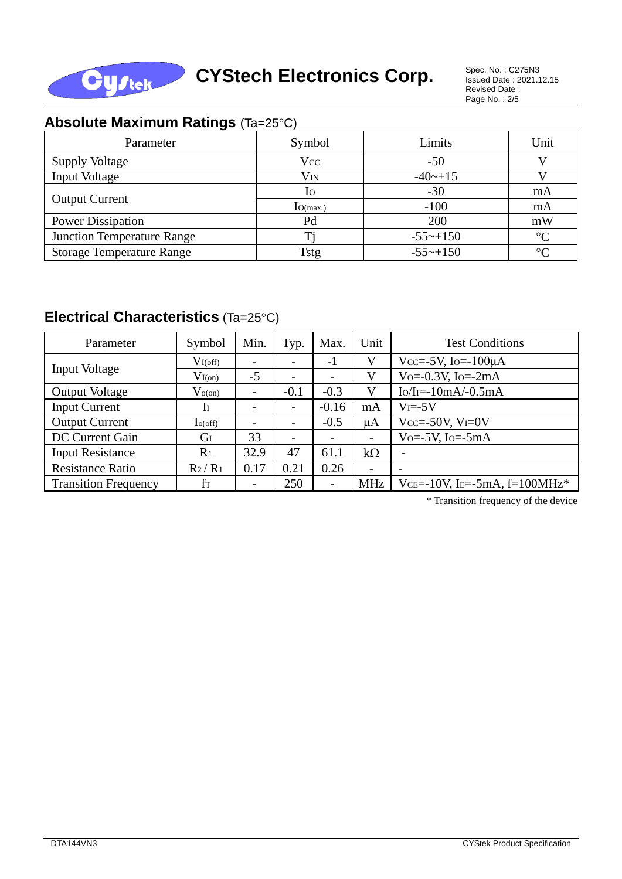## Absolute Maximum Ratings (Ta=25°C)

| Parameter | Symbol | Limits | Unit |
|---|---|---|---|
| Supply Voltage | $V_{CC}$ | -50 | V |
| Input Voltage | $V_{IN}$ | -40~+15 | V |
| Output Current | $I_O$ | -30 | mA |
| | $I_{O(max.)}$ | -100 | mA |
| Power Dissipation | Pd | 200 | mW |
| Junction Temperature Range | Tj | -55~+150 | °C |
| Storage Temperature Range | Tstg | -55~+150 | °C |

## Electrical Characteristics (Ta=25°C)

| Parameter | Symbol | Min. | Typ. | Max. | Unit | Test Conditions |
|---|---|---|---|---|---|---|
| Input Voltage | $V_{I(off)}$ | - | - | -1 | V | $V_{CC}$=-5V, $I_O$=-100μA |
| | $V_{I(on)}$ | -5 | - | - | V | $V_O$=-0.3V, $I_O$=-2mA |
| Output Voltage | $V_{o(on)}$ | - | -0.1 | -0.3 | V | $I_O/I_I$=-10mA/-0.5mA |
| Input Current | $I_I$ | - | - | -0.16 | mA | $V_I$=-5V |
| Output Current | $I_{o(off)}$ | - | - | -0.5 | μA | $V_{CC}$=-50V, $V_I$=0V |
| DC Current Gain | $G_I$ | 33 | - | - | - | $V_O$=-5V, $I_O$=-5mA |
| Input Resistance | $R_1$ | 32.9 | 47 | 61.1 | kΩ | - |
| Resistance Ratio | $R_2 / R_1$ | 0.17 | 0.21 | 0.26 | - | - |
| Transition Frequency | $f_T$ | - | 250 | - | MHz | $V_{CE}$=-10V, $I_E$=-5mA, f=100MHz* |

* Transition frequency of the device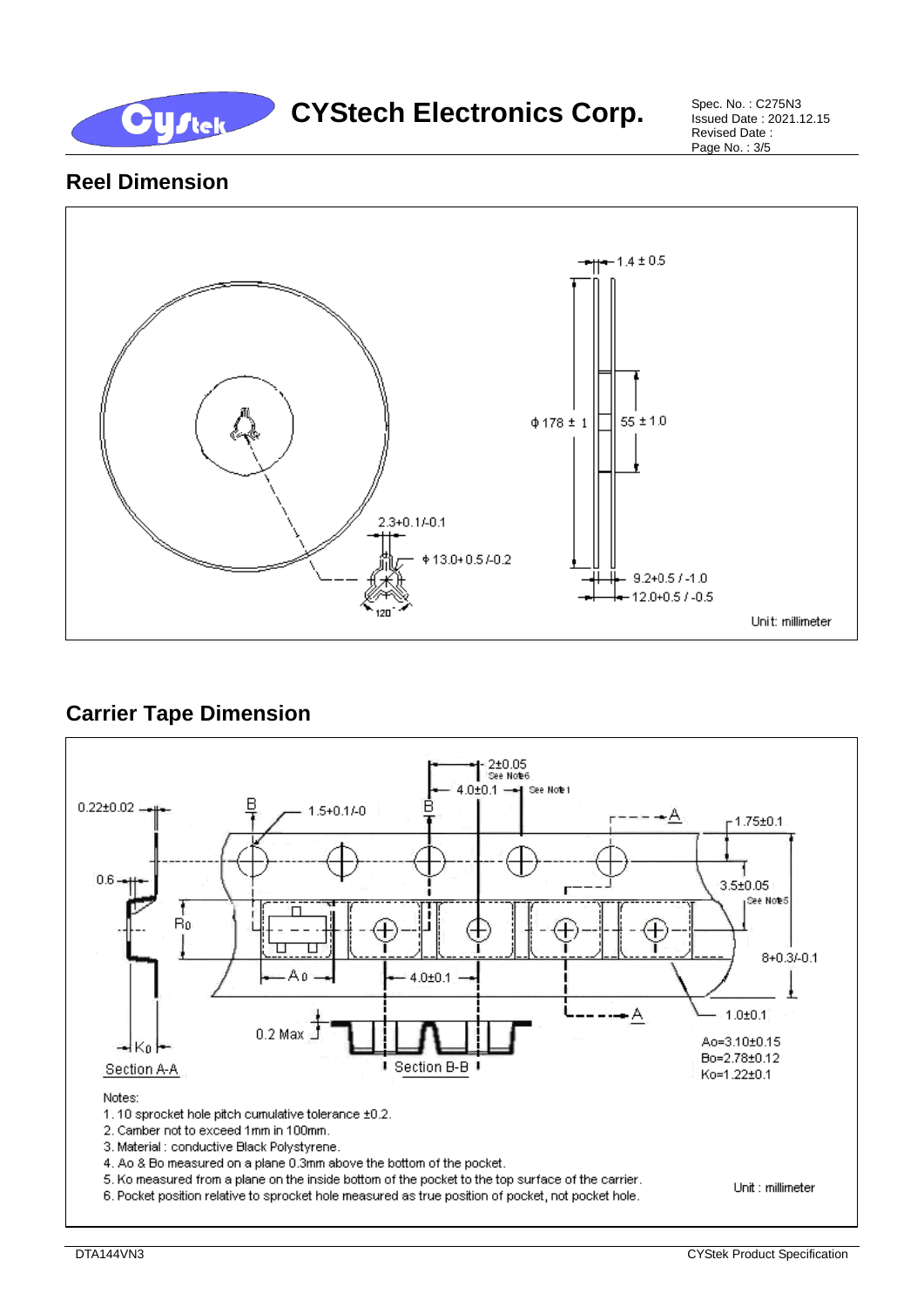## Reel Dimension

1.4 ± 0.5

ϕ 178 ± 1

55 ± 1.0

2.3+0.1/-0.1

ϕ 13.0+0.5/-0.2

120°

9.2+0.5 / -1.0

12.0+0.5 / -0.5

Unit: millimeter

## Carrier Tape Dimension

2±0.05 See Note6

4.0±0.1 See Note1

0.22±0.02

1.5+0.1/-0

1.75±0.1

0.6

3.5±0.05 See Note5

$R_0$

8+0.3/-0.1

$A_0$

4.0±0.1

1.0±0.1

0.2 Max

$K_0$

Section A-A

Section B-B

Ao=3.10±0.15
Bo=2.78±0.12
Ko=1.22±0.1

Notes:

1. 10 sprocket hole pitch cumulative tolerance ±0.2.
2. Camber not to exceed 1mm in 100mm.
3. Material : conductive Black Polystyrene.
4. Ao & Bo measured on a plane 0.3mm above the bottom of the pocket.
5. Ko measured from a plane on the inside bottom of the pocket to the top surface of the carrier.
6. Pocket position relative to sprocket hole measured as true position of pocket, not pocket hole.

Unit : millimeter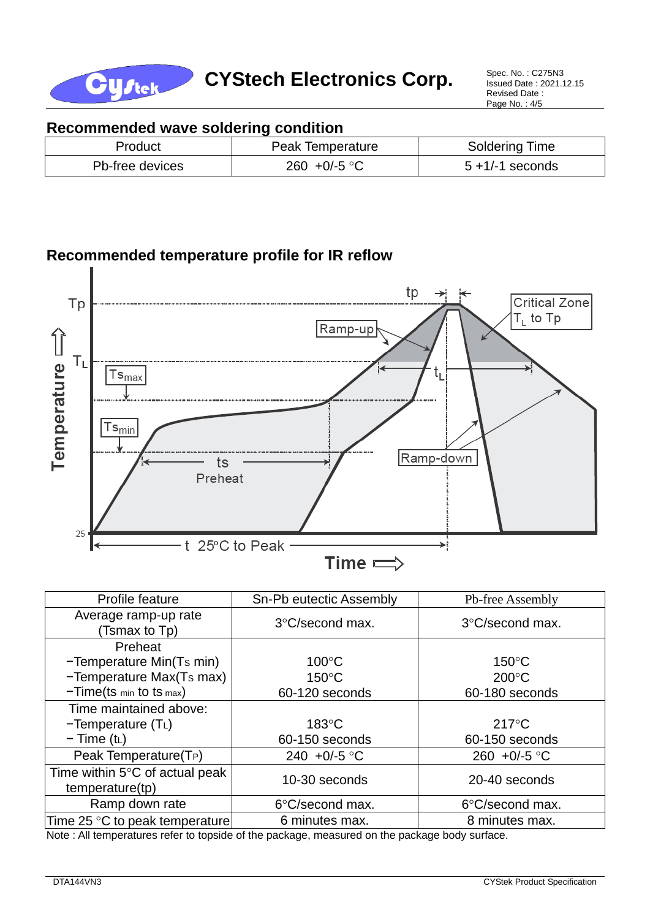## Recommended wave soldering condition

| Product | Peak Temperature | Soldering Time |
|---|---|---|
| Pb-free devices | 260 +0/-5 °C | 5 +1/-1 seconds |

## Recommended temperature profile for IR reflow

| Profile feature | Sn-Pb eutectic Assembly | Pb-free Assembly |
|---|---|---|
| Average ramp-up rate (Tsmax to Tp) | 3°C/second max. | 3°C/second max. |
| Preheat<br>−Temperature Min(Ts min)<br>−Temperature Max(Ts max)<br>−Time(ts min to ts max) | <br>100°C<br>150°C<br>60-120 seconds | <br>150°C<br>200°C<br>60-180 seconds |
| Time maintained above:<br>−Temperature ($T_L$)<br>− Time ($t_L$) | <br>183°C<br>60-150 seconds | <br>217°C<br>60-150 seconds |
| Peak Temperature($T_P$) | 240 +0/-5 °C | 260 +0/-5 °C |
| Time within 5°C of actual peak temperature(tp) | 10-30 seconds | 20-40 seconds |
| Ramp down rate | 6°C/second max. | 6°C/second max. |
| Time 25 °C to peak temperature | 6 minutes max. | 8 minutes max. |

Note : All temperatures refer to topside of the package, measured on the package body surface.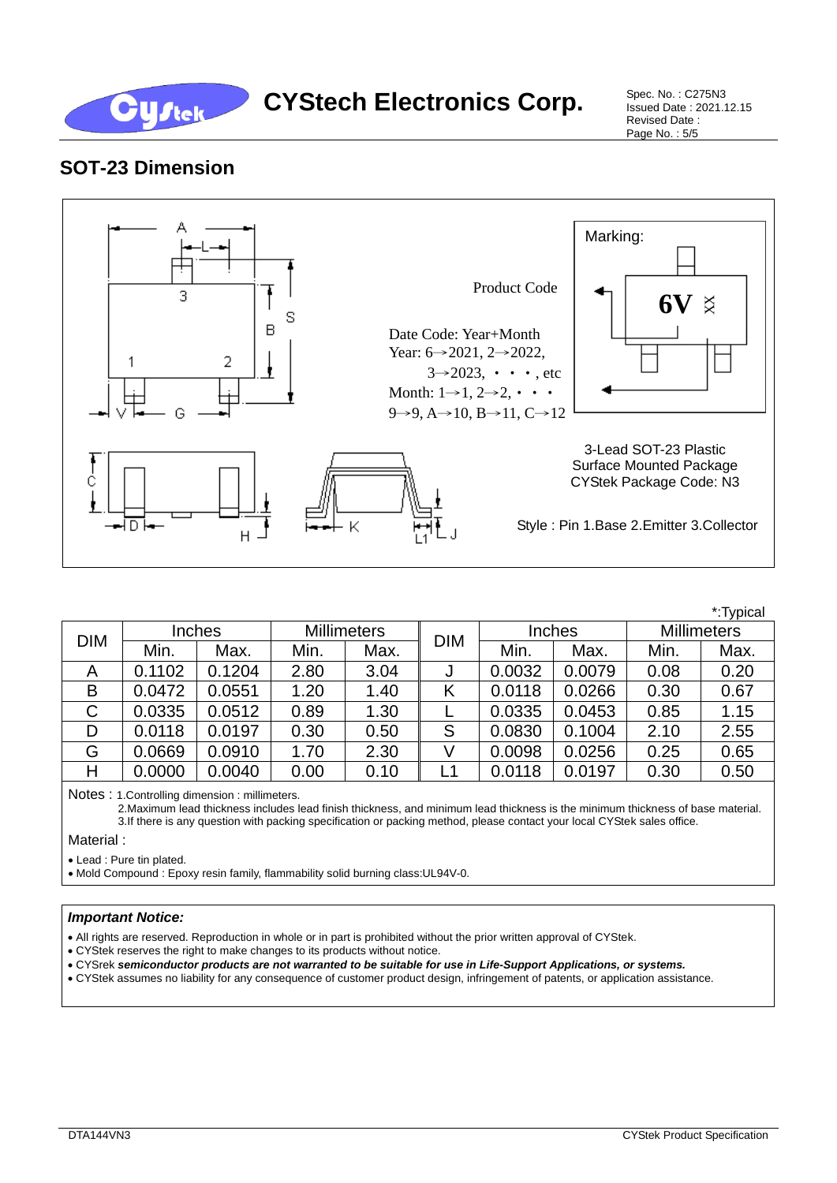## SOT-23 Dimension

Marking:

6V xx

Product Code

Date Code: Year+Month
Year: 6→2021, 2→2022,
3→2023, • • • , etc
Month: 1→1, 2→2, • • •
9→9, A→10, B→11, C→12

3-Lead SOT-23 Plastic
Surface Mounted Package
CYStek Package Code: N3

Style : Pin 1.Base 2.Emitter 3.Collector

*:Typical

| DIM | Inches | | Millimeters | | DIM | Inches | | Millimeters | |
|---|---|---|---|---|---|---|---|---|---|
| | Min. | Max. | Min. | Max. | | Min. | Max. | Min. | Max. |
| A | 0.1102 | 0.1204 | 2.80 | 3.04 | J | 0.0032 | 0.0079 | 0.08 | 0.20 |
| B | 0.0472 | 0.0551 | 1.20 | 1.40 | K | 0.0118 | 0.0266 | 0.30 | 0.67 |
| C | 0.0335 | 0.0512 | 0.89 | 1.30 | L | 0.0335 | 0.0453 | 0.85 | 1.15 |
| D | 0.0118 | 0.0197 | 0.30 | 0.50 | S | 0.0830 | 0.1004 | 2.10 | 2.55 |
| G | 0.0669 | 0.0910 | 1.70 | 2.30 | V | 0.0098 | 0.0256 | 0.25 | 0.65 |
| H | 0.0000 | 0.0040 | 0.00 | 0.10 | L1 | 0.0118 | 0.0197 | 0.30 | 0.50 |

Notes : 1.Controlling dimension : millimeters.
2.Maximum lead thickness includes lead finish thickness, and minimum lead thickness is the minimum thickness of base material.
3.If there is any question with packing specification or packing method, please contact your local CYStek sales office.

Material :

- Lead : Pure tin plated.
- Mold Compound : Epoxy resin family, flammability solid burning class:UL94V-0.

***Important Notice:***

- All rights are reserved. Reproduction in whole or in part is prohibited without the prior written approval of CYStek.
- CYStek reserves the right to make changes to its products without notice.
- CYSrek ***semiconductor products are not warranted to be suitable for use in Life-Support Applications, or systems.***
- CYStek assumes no liability for any consequence of customer product design, infringement of patents, or application assistance.